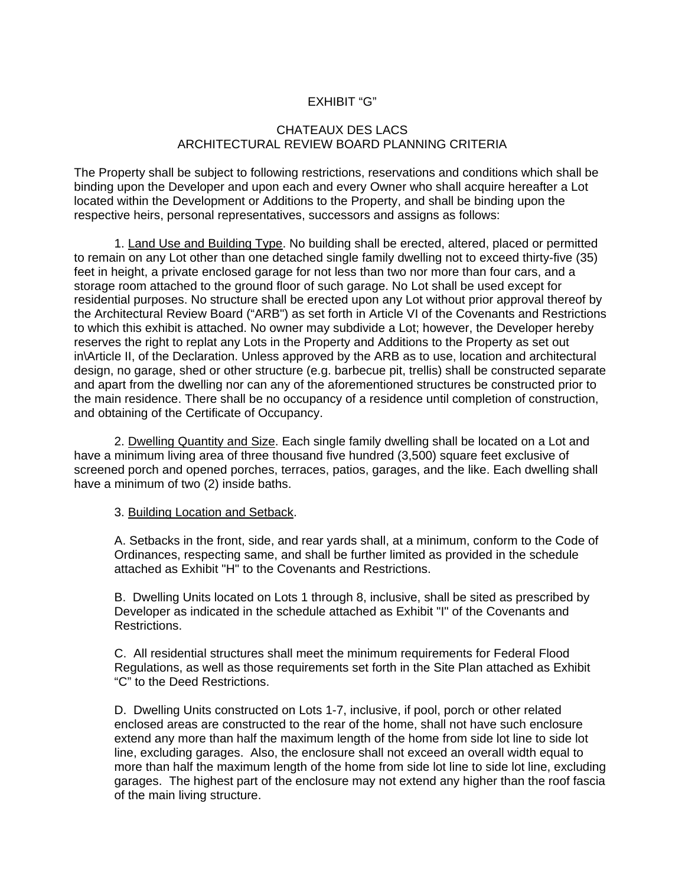EXHIBIT “G”

CHATEAUX DES LACS
ARCHITECTURAL REVIEW BOARD PLANNING CRITERIA

The Property shall be subject to following restrictions, reservations and conditions which shall be binding upon the Developer and upon each and every Owner who shall acquire hereafter a Lot located within the Development or Additions to the Property, and shall be binding upon the respective heirs, personal representatives, successors and assigns as follows:

1. Land Use and Building Type. No building shall be erected, altered, placed or permitted to remain on any Lot other than one detached single family dwelling not to exceed thirty-five (35) feet in height, a private enclosed garage for not less than two nor more than four cars, and a storage room attached to the ground floor of such garage. No Lot shall be used except for residential purposes. No structure shall be erected upon any Lot without prior approval thereof by the Architectural Review Board (“ARB") as set forth in Article VI of the Covenants and Restrictions to which this exhibit is attached. No owner may subdivide a Lot; however, the Developer hereby reserves the right to replat any Lots in the Property and Additions to the Property as set out in\Article II, of the Declaration. Unless approved by the ARB as to use, location and architectural design, no garage, shed or other structure (e.g. barbecue pit, trellis) shall be constructed separate and apart from the dwelling nor can any of the aforementioned structures be constructed prior to the main residence. There shall be no occupancy of a residence until completion of construction, and obtaining of the Certificate of Occupancy.

2. Dwelling Quantity and Size. Each single family dwelling shall be located on a Lot and have a minimum living area of three thousand five hundred (3,500) square feet exclusive of screened porch and opened porches, terraces, patios, garages, and the like. Each dwelling shall have a minimum of two (2) inside baths.

3. Building Location and Setback.

A. Setbacks in the front, side, and rear yards shall, at a minimum, conform to the Code of Ordinances, respecting same, and shall be further limited as provided in the schedule attached as Exhibit "H" to the Covenants and Restrictions.

B. Dwelling Units located on Lots 1 through 8, inclusive, shall be sited as prescribed by Developer as indicated in the schedule attached as Exhibit "I" of the Covenants and Restrictions.

C. All residential structures shall meet the minimum requirements for Federal Flood Regulations, as well as those requirements set forth in the Site Plan attached as Exhibit “C” to the Deed Restrictions.

D. Dwelling Units constructed on Lots 1-7, inclusive, if pool, porch or other related enclosed areas are constructed to the rear of the home, shall not have such enclosure extend any more than half the maximum length of the home from side lot line to side lot line, excluding garages. Also, the enclosure shall not exceed an overall width equal to more than half the maximum length of the home from side lot line to side lot line, excluding garages. The highest part of the enclosure may not extend any higher than the roof fascia of the main living structure.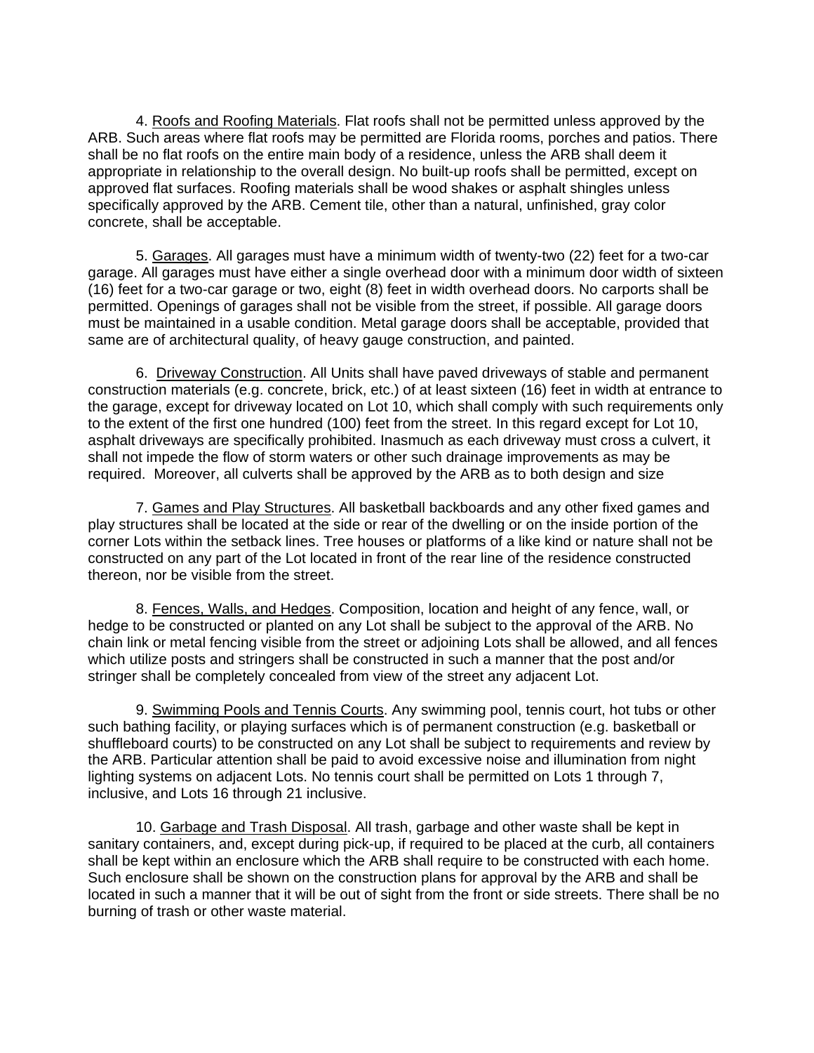4. <u>Roofs and Roofing Materials</u>. Flat roofs shall not be permitted unless approved by the ARB. Such areas where flat roofs may be permitted are Florida rooms, porches and patios. There shall be no flat roofs on the entire main body of a residence, unless the ARB shall deem it appropriate in relationship to the overall design. No built-up roofs shall be permitted, except on approved flat surfaces. Roofing materials shall be wood shakes or asphalt shingles unless specifically approved by the ARB. Cement tile, other than a natural, unfinished, gray color concrete, shall be acceptable.

5. <u>Garages</u>. All garages must have a minimum width of twenty-two (22) feet for a two-car garage. All garages must have either a single overhead door with a minimum door width of sixteen (16) feet for a two-car garage or two, eight (8) feet in width overhead doors. No carports shall be permitted. Openings of garages shall not be visible from the street, if possible. All garage doors must be maintained in a usable condition. Metal garage doors shall be acceptable, provided that same are of architectural quality, of heavy gauge construction, and painted.

6. <u>Driveway Construction</u>. All Units shall have paved driveways of stable and permanent construction materials (e.g. concrete, brick, etc.) of at least sixteen (16) feet in width at entrance to the garage, except for driveway located on Lot 10, which shall comply with such requirements only to the extent of the first one hundred (100) feet from the street. In this regard except for Lot 10, asphalt driveways are specifically prohibited. Inasmuch as each driveway must cross a culvert, it shall not impede the flow of storm waters or other such drainage improvements as may be required. Moreover, all culverts shall be approved by the ARB as to both design and size

7. <u>Games and Play Structures</u>. All basketball backboards and any other fixed games and play structures shall be located at the side or rear of the dwelling or on the inside portion of the corner Lots within the setback lines. Tree houses or platforms of a like kind or nature shall not be constructed on any part of the Lot located in front of the rear line of the residence constructed thereon, nor be visible from the street.

8. <u>Fences, Walls, and Hedges</u>. Composition, location and height of any fence, wall, or hedge to be constructed or planted on any Lot shall be subject to the approval of the ARB. No chain link or metal fencing visible from the street or adjoining Lots shall be allowed, and all fences which utilize posts and stringers shall be constructed in such a manner that the post and/or stringer shall be completely concealed from view of the street any adjacent Lot.

9. <u>Swimming Pools and Tennis Courts</u>. Any swimming pool, tennis court, hot tubs or other such bathing facility, or playing surfaces which is of permanent construction (e.g. basketball or shuffleboard courts) to be constructed on any Lot shall be subject to requirements and review by the ARB. Particular attention shall be paid to avoid excessive noise and illumination from night lighting systems on adjacent Lots. No tennis court shall be permitted on Lots 1 through 7, inclusive, and Lots 16 through 21 inclusive.

10. <u>Garbage and Trash Disposal</u>. All trash, garbage and other waste shall be kept in sanitary containers, and, except during pick-up, if required to be placed at the curb, all containers shall be kept within an enclosure which the ARB shall require to be constructed with each home. Such enclosure shall be shown on the construction plans for approval by the ARB and shall be located in such a manner that it will be out of sight from the front or side streets. There shall be no burning of trash or other waste material.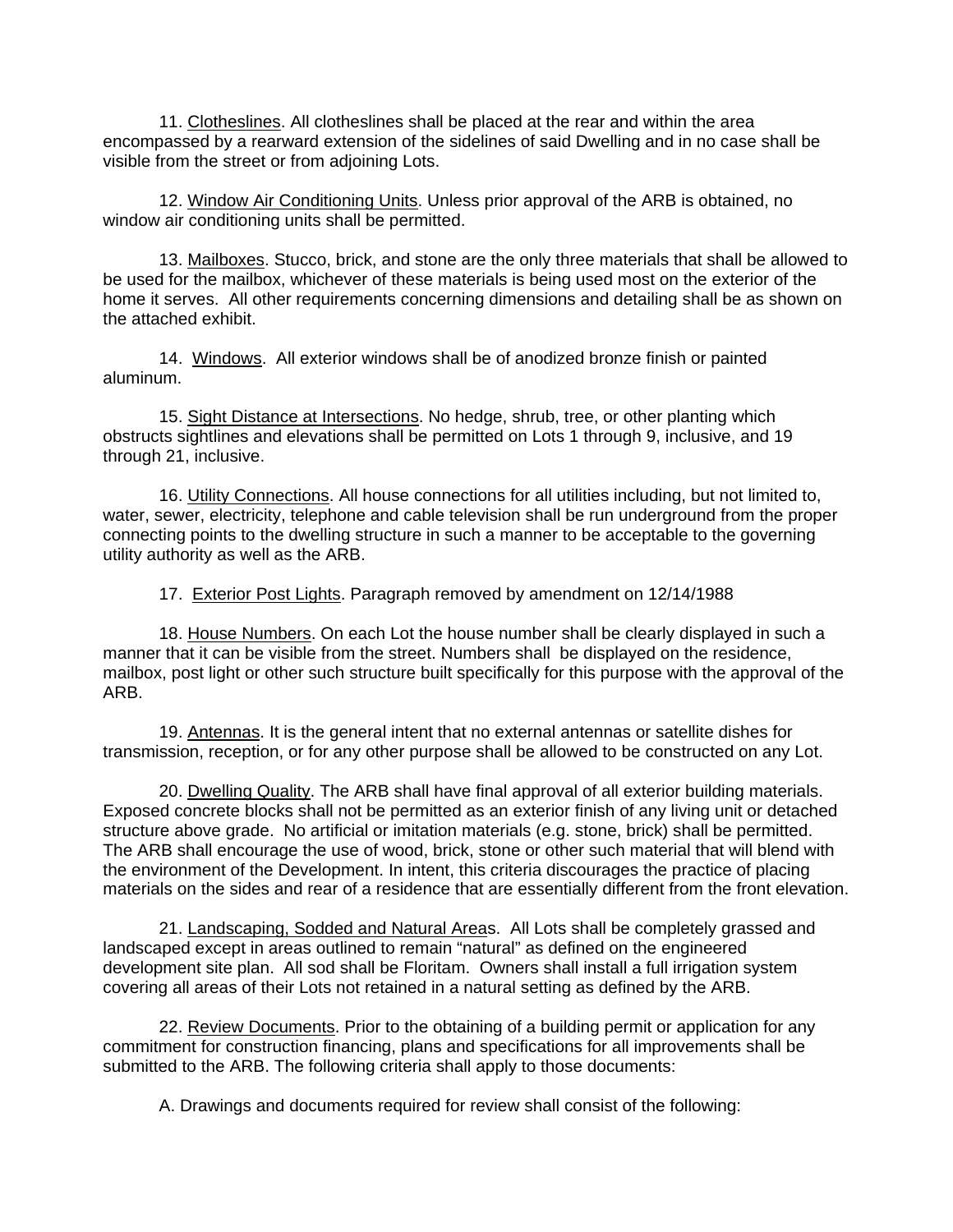11. Clotheslines. All clotheslines shall be placed at the rear and within the area encompassed by a rearward extension of the sidelines of said Dwelling and in no case shall be visible from the street or from adjoining Lots.

12. Window Air Conditioning Units. Unless prior approval of the ARB is obtained, no window air conditioning units shall be permitted.

13. Mailboxes. Stucco, brick, and stone are the only three materials that shall be allowed to be used for the mailbox, whichever of these materials is being used most on the exterior of the home it serves. All other requirements concerning dimensions and detailing shall be as shown on the attached exhibit.

14. Windows. All exterior windows shall be of anodized bronze finish or painted aluminum.

15. Sight Distance at Intersections. No hedge, shrub, tree, or other planting which obstructs sightlines and elevations shall be permitted on Lots 1 through 9, inclusive, and 19 through 21, inclusive.

16. Utility Connections. All house connections for all utilities including, but not limited to, water, sewer, electricity, telephone and cable television shall be run underground from the proper connecting points to the dwelling structure in such a manner to be acceptable to the governing utility authority as well as the ARB.

17. Exterior Post Lights. Paragraph removed by amendment on 12/14/1988

18. House Numbers. On each Lot the house number shall be clearly displayed in such a manner that it can be visible from the street. Numbers shall be displayed on the residence, mailbox, post light or other such structure built specifically for this purpose with the approval of the ARB.

19. Antennas. It is the general intent that no external antennas or satellite dishes for transmission, reception, or for any other purpose shall be allowed to be constructed on any Lot.

20. Dwelling Quality. The ARB shall have final approval of all exterior building materials. Exposed concrete blocks shall not be permitted as an exterior finish of any living unit or detached structure above grade. No artificial or imitation materials (e.g. stone, brick) shall be permitted. The ARB shall encourage the use of wood, brick, stone or other such material that will blend with the environment of the Development. In intent, this criteria discourages the practice of placing materials on the sides and rear of a residence that are essentially different from the front elevation.

21. Landscaping, Sodded and Natural Areas. All Lots shall be completely grassed and landscaped except in areas outlined to remain "natural" as defined on the engineered development site plan. All sod shall be Floritam. Owners shall install a full irrigation system covering all areas of their Lots not retained in a natural setting as defined by the ARB.

22. Review Documents. Prior to the obtaining of a building permit or application for any commitment for construction financing, plans and specifications for all improvements shall be submitted to the ARB. The following criteria shall apply to those documents:

A. Drawings and documents required for review shall consist of the following: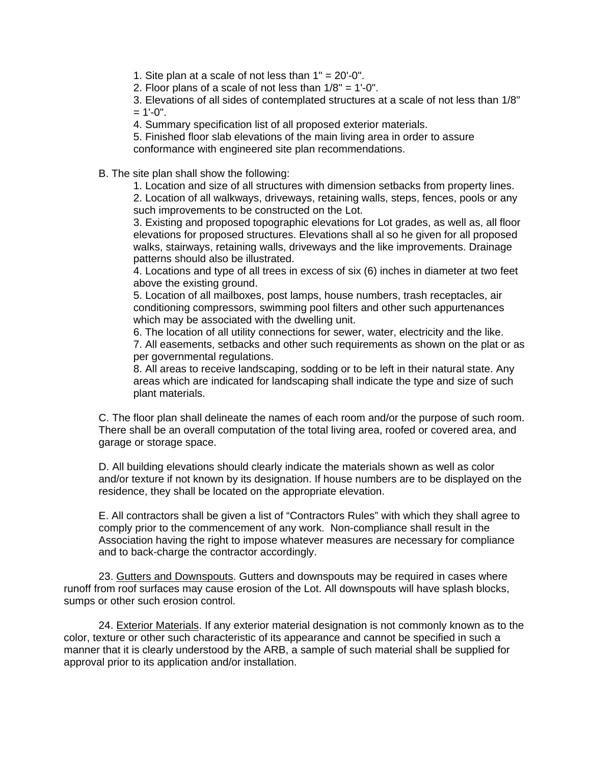1. Site plan at a scale of not less than 1" = 20'-0".
2. Floor plans of a scale of not less than 1/8" = 1'-0".
3. Elevations of all sides of contemplated structures at a scale of not less than 1/8" = 1'-0".
4. Summary specification list of all proposed exterior materials.
5. Finished floor slab elevations of the main living area in order to assure conformance with engineered site plan recommendations.

B. The site plan shall show the following:

1. Location and size of all structures with dimension setbacks from property lines.
2. Location of all walkways, driveways, retaining walls, steps, fences, pools or any such improvements to be constructed on the Lot.
3. Existing and proposed topographic elevations for Lot grades, as well as, all floor elevations for proposed structures. Elevations shall al so he given for all proposed walks, stairways, retaining walls, driveways and the like improvements. Drainage patterns should also be illustrated.
4. Locations and type of all trees in excess of six (6) inches in diameter at two feet above the existing ground.
5. Location of all mailboxes, post lamps, house numbers, trash receptacles, air conditioning compressors, swimming pool filters and other such appurtenances which may be associated with the dwelling unit.
6. The location of all utility connections for sewer, water, electricity and the like.
7. All easements, setbacks and other such requirements as shown on the plat or as per governmental regulations.
8. All areas to receive landscaping, sodding or to be left in their natural state. Any areas which are indicated for landscaping shall indicate the type and size of such plant materials.

C. The floor plan shall delineate the names of each room and/or the purpose of such room. There shall be an overall computation of the total living area, roofed or covered area, and garage or storage space.

D. All building elevations should clearly indicate the materials shown as well as color and/or texture if not known by its designation. If house numbers are to be displayed on the residence, they shall be located on the appropriate elevation.

E. All contractors shall be given a list of "Contractors Rules" with which they shall agree to comply prior to the commencement of any work. Non-compliance shall result in the Association having the right to impose whatever measures are necessary for compliance and to back-charge the contractor accordingly.

23. Gutters and Downspouts. Gutters and downspouts may be required in cases where runoff from roof surfaces may cause erosion of the Lot. All downspouts will have splash blocks, sumps or other such erosion control.

24. Exterior Materials. If any exterior material designation is not commonly known as to the color, texture or other such characteristic of its appearance and cannot be specified in such a manner that it is clearly understood by the ARB, a sample of such material shall be supplied for approval prior to its application and/or installation.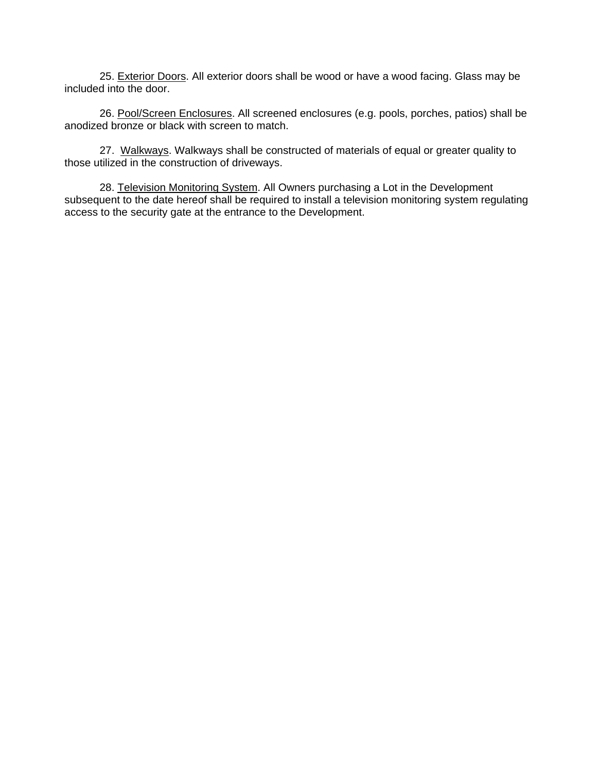25. <u>Exterior Doors</u>. All exterior doors shall be wood or have a wood facing. Glass may be included into the door.

26. <u>Pool/Screen Enclosures</u>. All screened enclosures (e.g. pools, porches, patios) shall be anodized bronze or black with screen to match.

27. <u>Walkways</u>. Walkways shall be constructed of materials of equal or greater quality to those utilized in the construction of driveways.

28. <u>Television Monitoring System</u>. All Owners purchasing a Lot in the Development subsequent to the date hereof shall be required to install a television monitoring system regulating access to the security gate at the entrance to the Development.